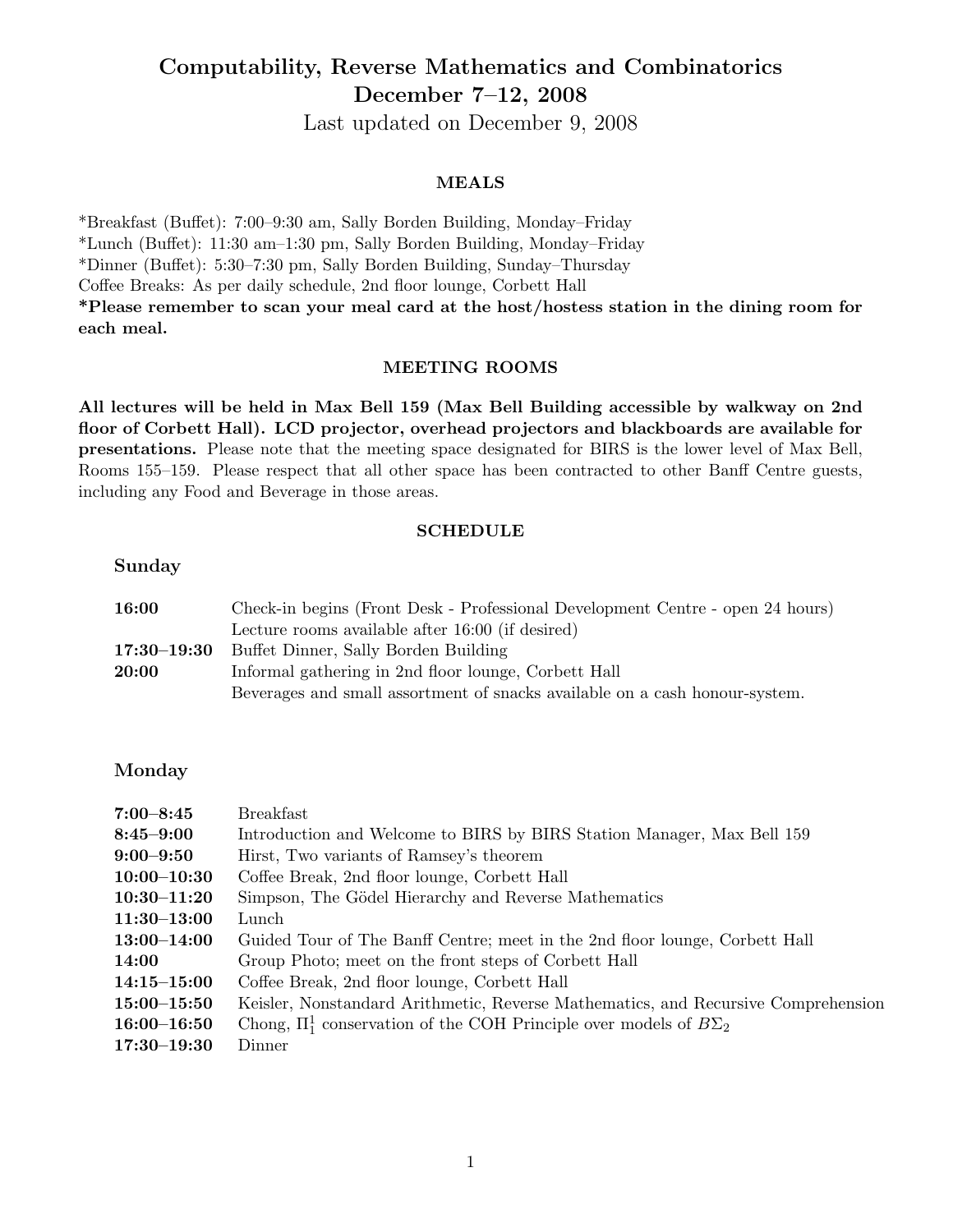# Computability, Reverse Mathematics and Combinatorics
## December 7–12, 2008

Last updated on December 9, 2008

### MEALS

*Breakfast (Buffet): 7:00–9:30 am, Sally Borden Building, Monday–Friday
*Lunch (Buffet): 11:30 am–1:30 pm, Sally Borden Building, Monday–Friday
*Dinner (Buffet): 5:30–7:30 pm, Sally Borden Building, Sunday–Thursday
Coffee Breaks: As per daily schedule, 2nd floor lounge, Corbett Hall
**\*Please remember to scan your meal card at the host/hostess station in the dining room for each meal.**

### MEETING ROOMS

**All lectures will be held in Max Bell 159 (Max Bell Building accessible by walkway on 2nd floor of Corbett Hall). LCD projector, overhead projectors and blackboards are available for presentations.** Please note that the meeting space designated for BIRS is the lower level of Max Bell, Rooms 155–159. Please respect that all other space has been contracted to other Banff Centre guests, including any Food and Beverage in those areas.

### SCHEDULE

#### Sunday

| | |
|---|---|
| **16:00** | Check-in begins (Front Desk - Professional Development Centre - open 24 hours) |
| | Lecture rooms available after 16:00 (if desired) |
| **17:30–19:30** | Buffet Dinner, Sally Borden Building |
| **20:00** | Informal gathering in 2nd floor lounge, Corbett Hall |
| | Beverages and small assortment of snacks available on a cash honour-system. |

#### Monday

| | |
|---|---|
| **7:00–8:45** | Breakfast |
| **8:45–9:00** | Introduction and Welcome to BIRS by BIRS Station Manager, Max Bell 159 |
| **9:00–9:50** | Hirst, Two variants of Ramsey's theorem |
| **10:00–10:30** | Coffee Break, 2nd floor lounge, Corbett Hall |
| **10:30–11:20** | Simpson, The Gödel Hierarchy and Reverse Mathematics |
| **11:30–13:00** | Lunch |
| **13:00–14:00** | Guided Tour of The Banff Centre; meet in the 2nd floor lounge, Corbett Hall |
| **14:00** | Group Photo; meet on the front steps of Corbett Hall |
| **14:15–15:00** | Coffee Break, 2nd floor lounge, Corbett Hall |
| **15:00–15:50** | Keisler, Nonstandard Arithmetic, Reverse Mathematics, and Recursive Comprehension |
| **16:00–16:50** | Chong, $\Pi^1_1$ conservation of the COH Principle over models of $B\Sigma_2$ |
| **17:30–19:30** | Dinner |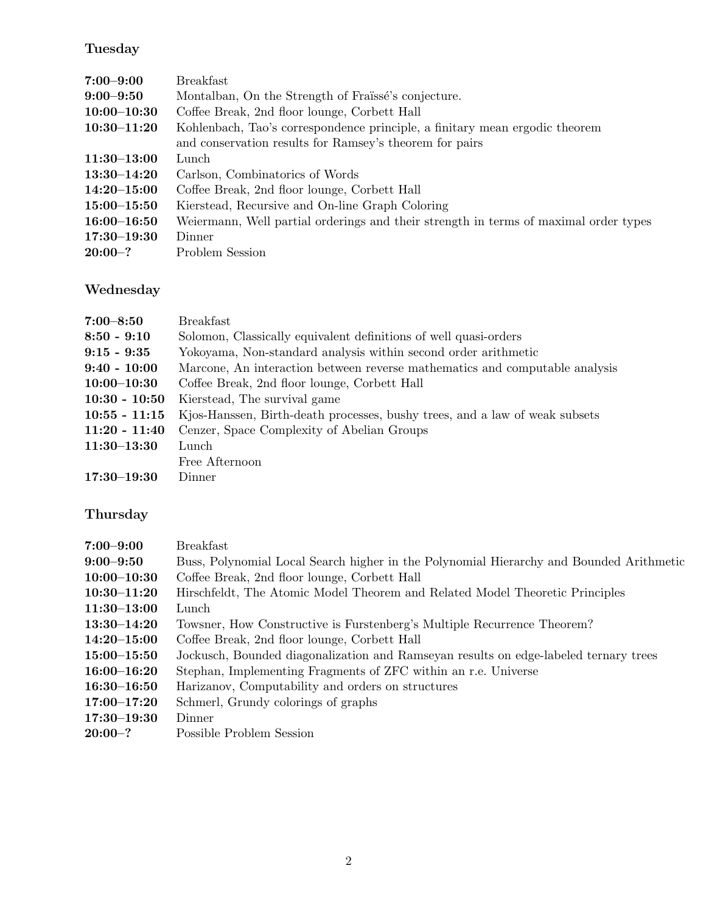## Tuesday

| | |
|---|---|
| **7:00–9:00** | Breakfast |
| **9:00–9:50** | Montalban, On the Strength of Fraïssé's conjecture. |
| **10:00–10:30** | Coffee Break, 2nd floor lounge, Corbett Hall |
| **10:30–11:20** | Kohlenbach, Tao's correspondence principle, a finitary mean ergodic theorem and conservation results for Ramsey's theorem for pairs |
| **11:30–13:00** | Lunch |
| **13:30–14:20** | Carlson, Combinatorics of Words |
| **14:20–15:00** | Coffee Break, 2nd floor lounge, Corbett Hall |
| **15:00–15:50** | Kierstead, Recursive and On-line Graph Coloring |
| **16:00–16:50** | Weiermann, Well partial orderings and their strength in terms of maximal order types |
| **17:30–19:30** | Dinner |
| **20:00–?** | Problem Session |

## Wednesday

| | |
|---|---|
| **7:00–8:50** | Breakfast |
| **8:50 - 9:10** | Solomon, Classically equivalent definitions of well quasi-orders |
| **9:15 - 9:35** | Yokoyama, Non-standard analysis within second order arithmetic |
| **9:40 - 10:00** | Marcone, An interaction between reverse mathematics and computable analysis |
| **10:00–10:30** | Coffee Break, 2nd floor lounge, Corbett Hall |
| **10:30 - 10:50** | Kierstead, The survival game |
| **10:55 - 11:15** | Kjos-Hanssen, Birth-death processes, bushy trees, and a law of weak subsets |
| **11:20 - 11:40** | Cenzer, Space Complexity of Abelian Groups |
| **11:30–13:30** | Lunch |
| | Free Afternoon |
| **17:30–19:30** | Dinner |

## Thursday

| | |
|---|---|
| **7:00–9:00** | Breakfast |
| **9:00–9:50** | Buss, Polynomial Local Search higher in the Polynomial Hierarchy and Bounded Arithmetic |
| **10:00–10:30** | Coffee Break, 2nd floor lounge, Corbett Hall |
| **10:30–11:20** | Hirschfeldt, The Atomic Model Theorem and Related Model Theoretic Principles |
| **11:30–13:00** | Lunch |
| **13:30–14:20** | Towsner, How Constructive is Furstenberg's Multiple Recurrence Theorem? |
| **14:20–15:00** | Coffee Break, 2nd floor lounge, Corbett Hall |
| **15:00–15:50** | Jockusch, Bounded diagonalization and Ramseyan results on edge-labeled ternary trees |
| **16:00–16:20** | Stephan, Implementing Fragments of ZFC within an r.e. Universe |
| **16:30–16:50** | Harizanov, Computability and orders on structures |
| **17:00–17:20** | Schmerl, Grundy colorings of graphs |
| **17:30–19:30** | Dinner |
| **20:00–?** | Possible Problem Session |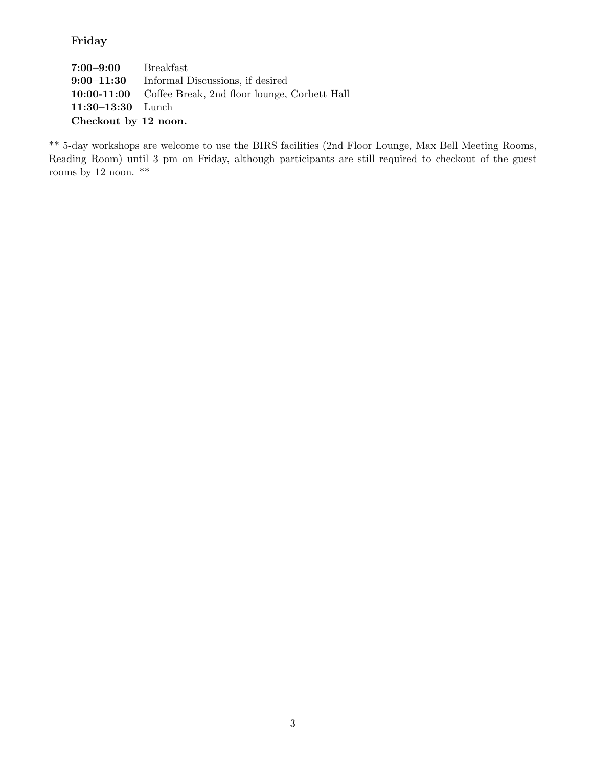**Friday**

**7:00–9:00** Breakfast
**9:00–11:30** Informal Discussions, if desired
**10:00-11:00** Coffee Break, 2nd floor lounge, Corbett Hall
**11:30–13:30** Lunch
**Checkout by 12 noon.**

** 5-day workshops are welcome to use the BIRS facilities (2nd Floor Lounge, Max Bell Meeting Rooms, Reading Room) until 3 pm on Friday, although participants are still required to checkout of the guest rooms by 12 noon. **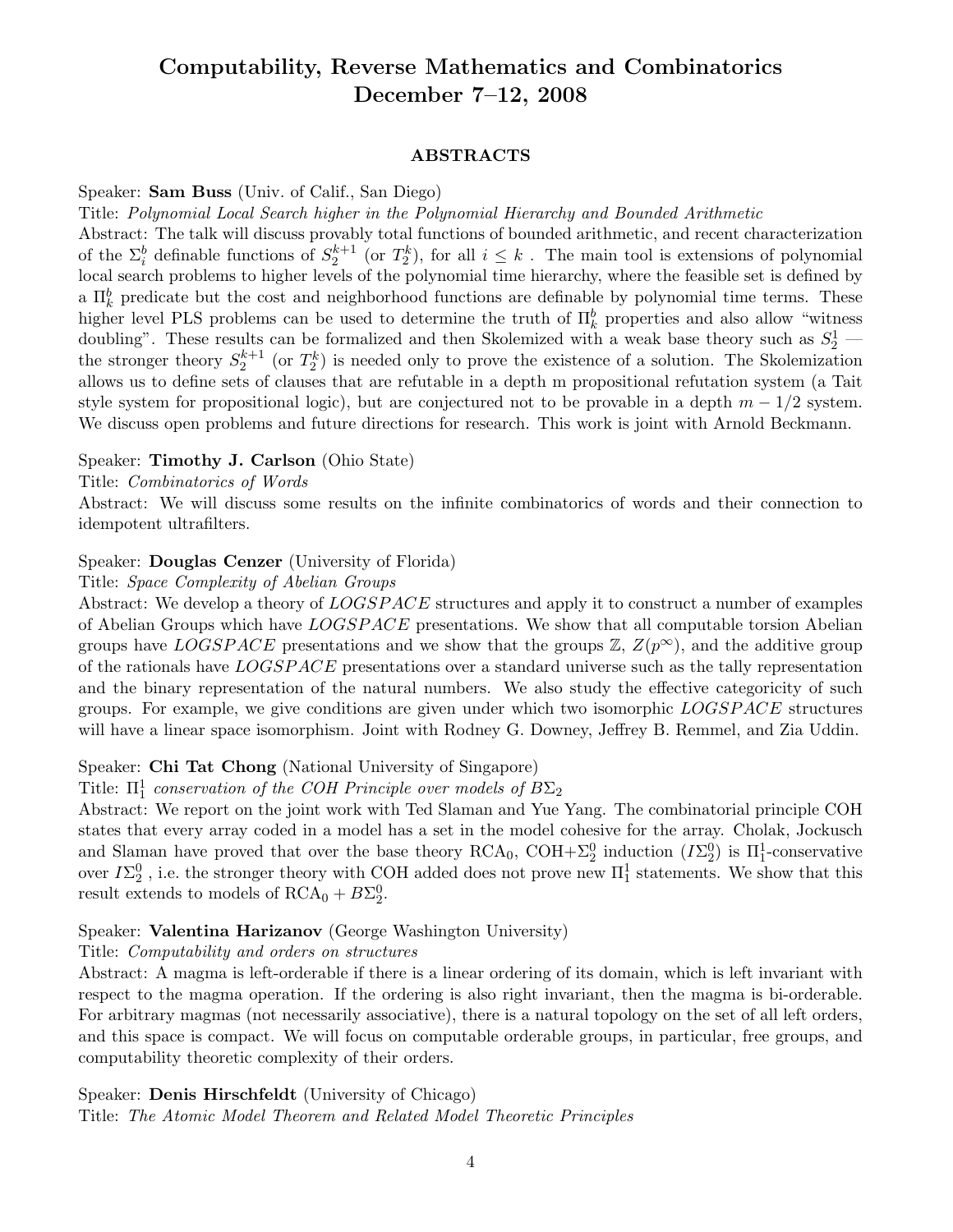# Computability, Reverse Mathematics and Combinatorics
# December 7–12, 2008

## ABSTRACTS

Speaker: **Sam Buss** (Univ. of Calif., San Diego)

Title: *Polynomial Local Search higher in the Polynomial Hierarchy and Bounded Arithmetic*

Abstract: The talk will discuss provably total functions of bounded arithmetic, and recent characterization of the $\Sigma_i^b$ definable functions of $S_2^{k+1}$ (or $T_2^k$), for all $i \leq k$ . The main tool is extensions of polynomial local search problems to higher levels of the polynomial time hierarchy, where the feasible set is defined by a $\Pi_k^b$ predicate but the cost and neighborhood functions are definable by polynomial time terms. These higher level PLS problems can be used to determine the truth of $\Pi_k^b$ properties and also allow "witness doubling". These results can be formalized and then Skolemized with a weak base theory such as $S_2^1$ — the stronger theory $S_2^{k+1}$ (or $T_2^k$) is needed only to prove the existence of a solution. The Skolemization allows us to define sets of clauses that are refutable in a depth m propositional refutation system (a Tait style system for propositional logic), but are conjectured not to be provable in a depth $m - 1/2$ system. We discuss open problems and future directions for research. This work is joint with Arnold Beckmann.

Speaker: **Timothy J. Carlson** (Ohio State)

Title: *Combinatorics of Words*

Abstract: We will discuss some results on the infinite combinatorics of words and their connection to idempotent ultrafilters.

Speaker: **Douglas Cenzer** (University of Florida)

Title: *Space Complexity of Abelian Groups*

Abstract: We develop a theory of $LOGSPACE$ structures and apply it to construct a number of examples of Abelian Groups which have $LOGSPACE$ presentations. We show that all computable torsion Abelian groups have $LOGSPACE$ presentations and we show that the groups $\mathbb{Z}$, $Z(p^\infty)$, and the additive group of the rationals have $LOGSPACE$ presentations over a standard universe such as the tally representation and the binary representation of the natural numbers. We also study the effective categoricity of such groups. For example, we give conditions are given under which two isomorphic $LOGSPACE$ structures will have a linear space isomorphism. Joint with Rodney G. Downey, Jeffrey B. Remmel, and Zia Uddin.

Speaker: **Chi Tat Chong** (National University of Singapore)

Title: $\Pi_1^1$ *conservation of the COH Principle over models of* $B\Sigma_2$

Abstract: We report on the joint work with Ted Slaman and Yue Yang. The combinatorial principle COH states that every array coded in a model has a set in the model cohesive for the array. Cholak, Jockusch and Slaman have proved that over the base theory $\mathrm{RCA}_0$, $\mathrm{COH}+\Sigma_2^0$ induction ($I\Sigma_2^0$) is $\Pi_1^1$-conservative over $I\Sigma_2^0$ , i.e. the stronger theory with COH added does not prove new $\Pi_1^1$ statements. We show that this result extends to models of $\mathrm{RCA}_0 + B\Sigma_2^0$.

Speaker: **Valentina Harizanov** (George Washington University)

Title: *Computability and orders on structures*

Abstract: A magma is left-orderable if there is a linear ordering of its domain, which is left invariant with respect to the magma operation. If the ordering is also right invariant, then the magma is bi-orderable. For arbitrary magmas (not necessarily associative), there is a natural topology on the set of all left orders, and this space is compact. We will focus on computable orderable groups, in particular, free groups, and computability theoretic complexity of their orders.

Speaker: **Denis Hirschfeldt** (University of Chicago)

Title: *The Atomic Model Theorem and Related Model Theoretic Principles*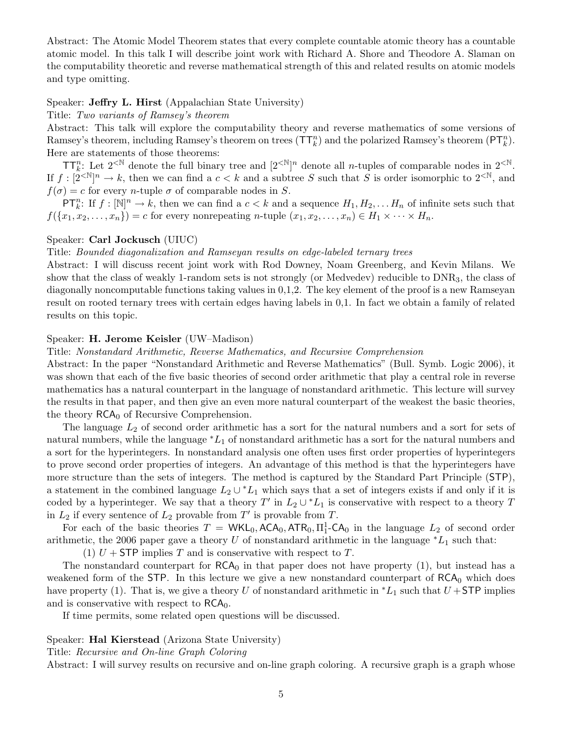Abstract: The Atomic Model Theorem states that every complete countable atomic theory has a countable atomic model. In this talk I will describe joint work with Richard A. Shore and Theodore A. Slaman on the computability theoretic and reverse mathematical strength of this and related results on atomic models and type omitting.

Speaker: **Jeffry L. Hirst** (Appalachian State University)

Title: *Two variants of Ramsey's theorem*

Abstract: This talk will explore the computability theory and reverse mathematics of some versions of Ramsey's theorem, including Ramsey's theorem on trees ($\mathsf{TT}^n_k$) and the polarized Ramsey's theorem ($\mathsf{PT}^n_k$). Here are statements of those theorems:

$\mathsf{TT}^n_k$: Let $2^{<\mathbb{N}}$ denote the full binary tree and $[2^{<\mathbb{N}}]^n$ denote all $n$-tuples of comparable nodes in $2^{<\mathbb{N}}$. If $f : [2^{<\mathbb{N}}]^n \to k$, then we can find a $c < k$ and a subtree $S$ such that $S$ is order isomorphic to $2^{<\mathbb{N}}$, and $f(\sigma) = c$ for every $n$-tuple $\sigma$ of comparable nodes in $S$.

$\mathsf{PT}^n_k$: If $f : [\mathbb{N}]^n \to k$, then we can find a $c < k$ and a sequence $H_1, H_2, \ldots H_n$ of infinite sets such that $f(\{x_1, x_2, \ldots, x_n\}) = c$ for every nonrepeating $n$-tuple $(x_1, x_2, \ldots, x_n) \in H_1 \times \cdots \times H_n$.

Speaker: **Carl Jockusch** (UIUC)

Title: *Bounded diagonalization and Ramseyan results on edge-labeled ternary trees*

Abstract: I will discuss recent joint work with Rod Downey, Noam Greenberg, and Kevin Milans. We show that the class of weakly 1-random sets is not strongly (or Medvedev) reducible to $\mathrm{DNR}_3$, the class of diagonally noncomputable functions taking values in 0,1,2. The key element of the proof is a new Ramseyan result on rooted ternary trees with certain edges having labels in 0,1. In fact we obtain a family of related results on this topic.

Speaker: **H. Jerome Keisler** (UW–Madison)

Title: *Nonstandard Arithmetic, Reverse Mathematics, and Recursive Comprehension*

Abstract: In the paper "Nonstandard Arithmetic and Reverse Mathematics" (Bull. Symb. Logic 2006), it was shown that each of the five basic theories of second order arithmetic that play a central role in reverse mathematics has a natural counterpart in the language of nonstandard arithmetic. This lecture will survey the results in that paper, and then give an even more natural counterpart of the weakest the basic theories, the theory $\mathsf{RCA}_0$ of Recursive Comprehension.

The language $L_2$ of second order arithmetic has a sort for the natural numbers and a sort for sets of natural numbers, while the language ${}^*L_1$ of nonstandard arithmetic has a sort for the natural numbers and a sort for the hyperintegers. In nonstandard analysis one often uses first order properties of hyperintegers to prove second order properties of integers. An advantage of this method is that the hyperintegers have more structure than the sets of integers. The method is captured by the Standard Part Principle ($\mathsf{STP}$), a statement in the combined language $L_2 \cup {}^*L_1$ which says that a set of integers exists if and only if it is coded by a hyperinteger. We say that a theory $T'$ in $L_2 \cup {}^*L_1$ is conservative with respect to a theory $T$ in $L_2$ if every sentence of $L_2$ provable from $T'$ is provable from $T$.

For each of the basic theories $T = \mathsf{WKL}_0, \mathsf{ACA}_0, \mathsf{ATR}_0, \Pi^1_1\text{-}\mathsf{CA}_0$ in the language $L_2$ of second order arithmetic, the 2006 paper gave a theory $U$ of nonstandard arithmetic in the language ${}^*L_1$ such that:

(1) $U + \mathsf{STP}$ implies $T$ and is conservative with respect to $T$.

The nonstandard counterpart for $\mathsf{RCA}_0$ in that paper does not have property (1), but instead has a weakened form of the $\mathsf{STP}$. In this lecture we give a new nonstandard counterpart of $\mathsf{RCA}_0$ which does have property (1). That is, we give a theory $U$ of nonstandard arithmetic in ${}^*L_1$ such that $U + \mathsf{STP}$ implies and is conservative with respect to $\mathsf{RCA}_0$.

If time permits, some related open questions will be discussed.

Speaker: **Hal Kierstead** (Arizona State University)

Title: *Recursive and On-line Graph Coloring*

Abstract: I will survey results on recursive and on-line graph coloring. A recursive graph is a graph whose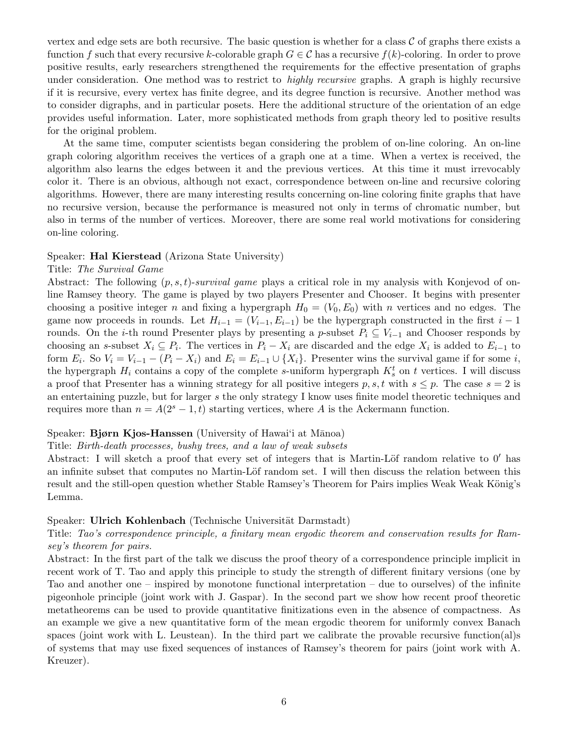vertex and edge sets are both recursive. The basic question is whether for a class $\mathcal{C}$ of graphs there exists a function $f$ such that every recursive $k$-colorable graph $G \in \mathcal{C}$ has a recursive $f(k)$-coloring. In order to prove positive results, early researchers strengthened the requirements for the effective presentation of graphs under consideration. One method was to restrict to *highly recursive* graphs. A graph is highly recursive if it is recursive, every vertex has finite degree, and its degree function is recursive. Another method was to consider digraphs, and in particular posets. Here the additional structure of the orientation of an edge provides useful information. Later, more sophisticated methods from graph theory led to positive results for the original problem.

At the same time, computer scientists began considering the problem of on-line coloring. An on-line graph coloring algorithm receives the vertices of a graph one at a time. When a vertex is received, the algorithm also learns the edges between it and the previous vertices. At this time it must irrevocably color it. There is an obvious, although not exact, correspondence between on-line and recursive coloring algorithms. However, there are many interesting results concerning on-line coloring finite graphs that have no recursive version, because the performance is measured not only in terms of chromatic number, but also in terms of the number of vertices. Moreover, there are some real world motivations for considering on-line coloring.

Speaker: **Hal Kierstead** (Arizona State University)

Title: *The Survival Game*

Abstract: The following $(p, s, t)$-*survival game* plays a critical role in my analysis with Konjevod of on-line Ramsey theory. The game is played by two players Presenter and Chooser. It begins with presenter choosing a positive integer $n$ and fixing a hypergraph $H_0 = (V_0, E_0)$ with $n$ vertices and no edges. The game now proceeds in rounds. Let $H_{i-1} = (V_{i-1}, E_{i-1})$ be the hypergraph constructed in the first $i - 1$ rounds. On the $i$-th round Presenter plays by presenting a $p$-subset $P_i \subseteq V_{i-1}$ and Chooser responds by choosing an $s$-subset $X_i \subseteq P_i$. The vertices in $P_i - X_i$ are discarded and the edge $X_i$ is added to $E_{i-1}$ to form $E_i$. So $V_i = V_{i-1} - (P_i - X_i)$ and $E_i = E_{i-1} \cup \{X_i\}$. Presenter wins the survival game if for some $i$, the hypergraph $H_i$ contains a copy of the complete $s$-uniform hypergraph $K_s^t$ on $t$ vertices. I will discuss a proof that Presenter has a winning strategy for all positive integers $p, s, t$ with $s \leq p$. The case $s = 2$ is an entertaining puzzle, but for larger $s$ the only strategy I know uses finite model theoretic techniques and requires more than $n = A(2^s - 1, t)$ starting vertices, where $A$ is the Ackermann function.

Speaker: **Bjørn Kjos-Hanssen** (University of Hawai‘i at Mānoa)

Title: *Birth-death processes, bushy trees, and a law of weak subsets*

Abstract: I will sketch a proof that every set of integers that is Martin-Löf random relative to $0'$ has an infinite subset that computes no Martin-Löf random set. I will then discuss the relation between this result and the still-open question whether Stable Ramsey's Theorem for Pairs implies Weak Weak König's Lemma.

Speaker: **Ulrich Kohlenbach** (Technische Universität Darmstadt)

Title: *Tao's correspondence principle, a finitary mean ergodic theorem and conservation results for Ramsey's theorem for pairs.*

Abstract: In the first part of the talk we discuss the proof theory of a correspondence principle implicit in recent work of T. Tao and apply this principle to study the strength of different finitary versions (one by Tao and another one – inspired by monotone functional interpretation – due to ourselves) of the infinite pigeonhole principle (joint work with J. Gaspar). In the second part we show how recent proof theoretic metatheorems can be used to provide quantitative finitizations even in the absence of compactness. As an example we give a new quantitative form of the mean ergodic theorem for uniformly convex Banach spaces (joint work with L. Leustean). In the third part we calibrate the provable recursive function(al)s of systems that may use fixed sequences of instances of Ramsey's theorem for pairs (joint work with A. Kreuzer).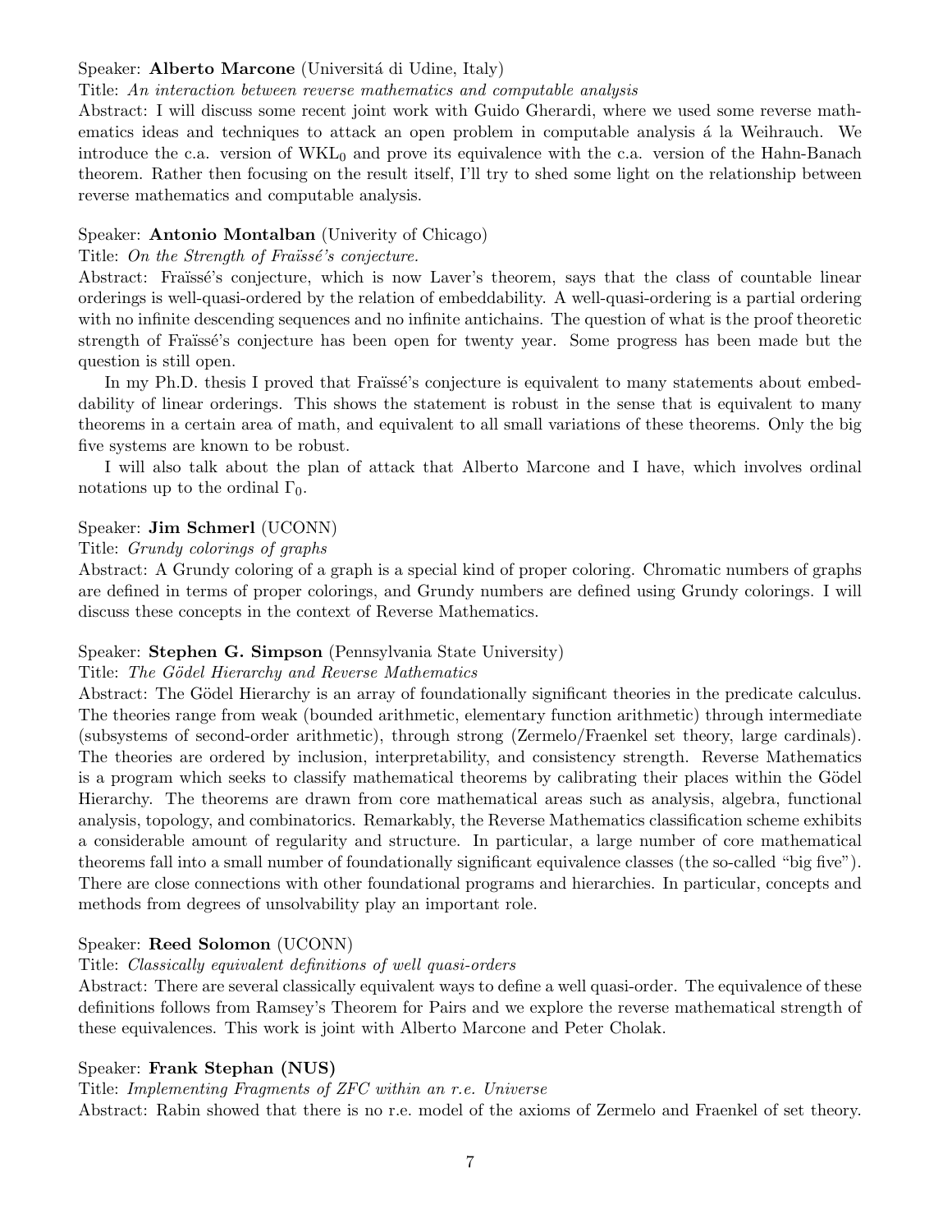Speaker: **Alberto Marcone** (Universitá di Udine, Italy)

Title: *An interaction between reverse mathematics and computable analysis*

Abstract: I will discuss some recent joint work with Guido Gherardi, where we used some reverse mathematics ideas and techniques to attack an open problem in computable analysis á la Weihrauch. We introduce the c.a. version of $\mathrm{WKL}_0$ and prove its equivalence with the c.a. version of the Hahn-Banach theorem. Rather then focusing on the result itself, I'll try to shed some light on the relationship between reverse mathematics and computable analysis.

Speaker: **Antonio Montalban** (Univerity of Chicago)

Title: *On the Strength of Fraïssé's conjecture.*

Abstract: Fraïssé's conjecture, which is now Laver's theorem, says that the class of countable linear orderings is well-quasi-ordered by the relation of embeddability. A well-quasi-ordering is a partial ordering with no infinite descending sequences and no infinite antichains. The question of what is the proof theoretic strength of Fraïssé's conjecture has been open for twenty year. Some progress has been made but the question is still open.

In my Ph.D. thesis I proved that Fraïssé's conjecture is equivalent to many statements about embeddability of linear orderings. This shows the statement is robust in the sense that is equivalent to many theorems in a certain area of math, and equivalent to all small variations of these theorems. Only the big five systems are known to be robust.

I will also talk about the plan of attack that Alberto Marcone and I have, which involves ordinal notations up to the ordinal $\Gamma_0$.

Speaker: **Jim Schmerl** (UCONN)

Title: *Grundy colorings of graphs*

Abstract: A Grundy coloring of a graph is a special kind of proper coloring. Chromatic numbers of graphs are defined in terms of proper colorings, and Grundy numbers are defined using Grundy colorings. I will discuss these concepts in the context of Reverse Mathematics.

Speaker: **Stephen G. Simpson** (Pennsylvania State University)

Title: *The Gödel Hierarchy and Reverse Mathematics*

Abstract: The Gödel Hierarchy is an array of foundationally significant theories in the predicate calculus. The theories range from weak (bounded arithmetic, elementary function arithmetic) through intermediate (subsystems of second-order arithmetic), through strong (Zermelo/Fraenkel set theory, large cardinals). The theories are ordered by inclusion, interpretability, and consistency strength. Reverse Mathematics is a program which seeks to classify mathematical theorems by calibrating their places within the Gödel Hierarchy. The theorems are drawn from core mathematical areas such as analysis, algebra, functional analysis, topology, and combinatorics. Remarkably, the Reverse Mathematics classification scheme exhibits a considerable amount of regularity and structure. In particular, a large number of core mathematical theorems fall into a small number of foundationally significant equivalence classes (the so-called "big five"). There are close connections with other foundational programs and hierarchies. In particular, concepts and methods from degrees of unsolvability play an important role.

Speaker: **Reed Solomon** (UCONN)

Title: *Classically equivalent definitions of well quasi-orders*

Abstract: There are several classically equivalent ways to define a well quasi-order. The equivalence of these definitions follows from Ramsey's Theorem for Pairs and we explore the reverse mathematical strength of these equivalences. This work is joint with Alberto Marcone and Peter Cholak.

Speaker: **Frank Stephan (NUS)**

Title: *Implementing Fragments of ZFC within an r.e. Universe*

Abstract: Rabin showed that there is no r.e. model of the axioms of Zermelo and Fraenkel of set theory.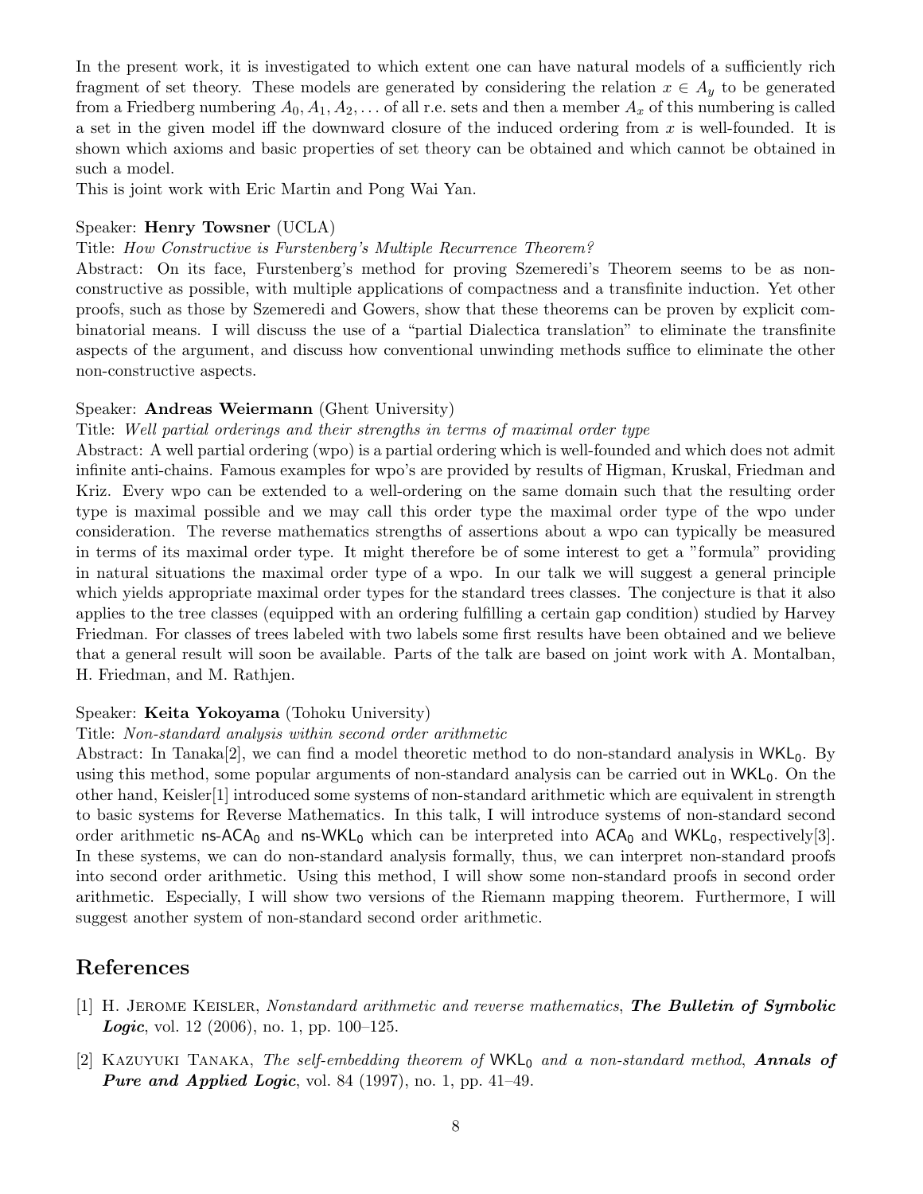In the present work, it is investigated to which extent one can have natural models of a sufficiently rich fragment of set theory. These models are generated by considering the relation $x \in A_y$ to be generated from a Friedberg numbering $A_0, A_1, A_2, \ldots$ of all r.e. sets and then a member $A_x$ of this numbering is called a set in the given model iff the downward closure of the induced ordering from $x$ is well-founded. It is shown which axioms and basic properties of set theory can be obtained and which cannot be obtained in such a model.

This is joint work with Eric Martin and Pong Wai Yan.

Speaker: **Henry Towsner** (UCLA)

Title: *How Constructive is Furstenberg's Multiple Recurrence Theorem?*

Abstract: On its face, Furstenberg's method for proving Szemeredi's Theorem seems to be as non-constructive as possible, with multiple applications of compactness and a transfinite induction. Yet other proofs, such as those by Szemeredi and Gowers, show that these theorems can be proven by explicit combinatorial means. I will discuss the use of a "partial Dialectica translation" to eliminate the transfinite aspects of the argument, and discuss how conventional unwinding methods suffice to eliminate the other non-constructive aspects.

Speaker: **Andreas Weiermann** (Ghent University)

Title: *Well partial orderings and their strengths in terms of maximal order type*

Abstract: A well partial ordering (wpo) is a partial ordering which is well-founded and which does not admit infinite anti-chains. Famous examples for wpo's are provided by results of Higman, Kruskal, Friedman and Kriz. Every wpo can be extended to a well-ordering on the same domain such that the resulting order type is maximal possible and we may call this order type the maximal order type of the wpo under consideration. The reverse mathematics strengths of assertions about a wpo can typically be measured in terms of its maximal order type. It might therefore be of some interest to get a "formula" providing in natural situations the maximal order type of a wpo. In our talk we will suggest a general principle which yields appropriate maximal order types for the standard trees classes. The conjecture is that it also applies to the tree classes (equipped with an ordering fulfilling a certain gap condition) studied by Harvey Friedman. For classes of trees labeled with two labels some first results have been obtained and we believe that a general result will soon be available. Parts of the talk are based on joint work with A. Montalban, H. Friedman, and M. Rathjen.

Speaker: **Keita Yokoyama** (Tohoku University)

Title: *Non-standard analysis within second order arithmetic*

Abstract: In Tanaka[2], we can find a model theoretic method to do non-standard analysis in $\mathsf{WKL_0}$. By using this method, some popular arguments of non-standard analysis can be carried out in $\mathsf{WKL_0}$. On the other hand, Keisler[1] introduced some systems of non-standard arithmetic which are equivalent in strength to basic systems for Reverse Mathematics. In this talk, I will introduce systems of non-standard second order arithmetic $\mathsf{ns\text{-}ACA_0}$ and $\mathsf{ns\text{-}WKL_0}$ which can be interpreted into $\mathsf{ACA_0}$ and $\mathsf{WKL_0}$, respectively[3]. In these systems, we can do non-standard analysis formally, thus, we can interpret non-standard proofs into second order arithmetic. Using this method, I will show some non-standard proofs in second order arithmetic. Especially, I will show two versions of the Riemann mapping theorem. Furthermore, I will suggest another system of non-standard second order arithmetic.

## References

[1] H. Jerome Keisler, *Nonstandard arithmetic and reverse mathematics*, ***The Bulletin of Symbolic Logic***, vol. 12 (2006), no. 1, pp. 100–125.

[2] Kazuyuki Tanaka, *The self-embedding theorem of* $\mathsf{WKL_0}$ *and a non-standard method*, ***Annals of Pure and Applied Logic***, vol. 84 (1997), no. 1, pp. 41–49.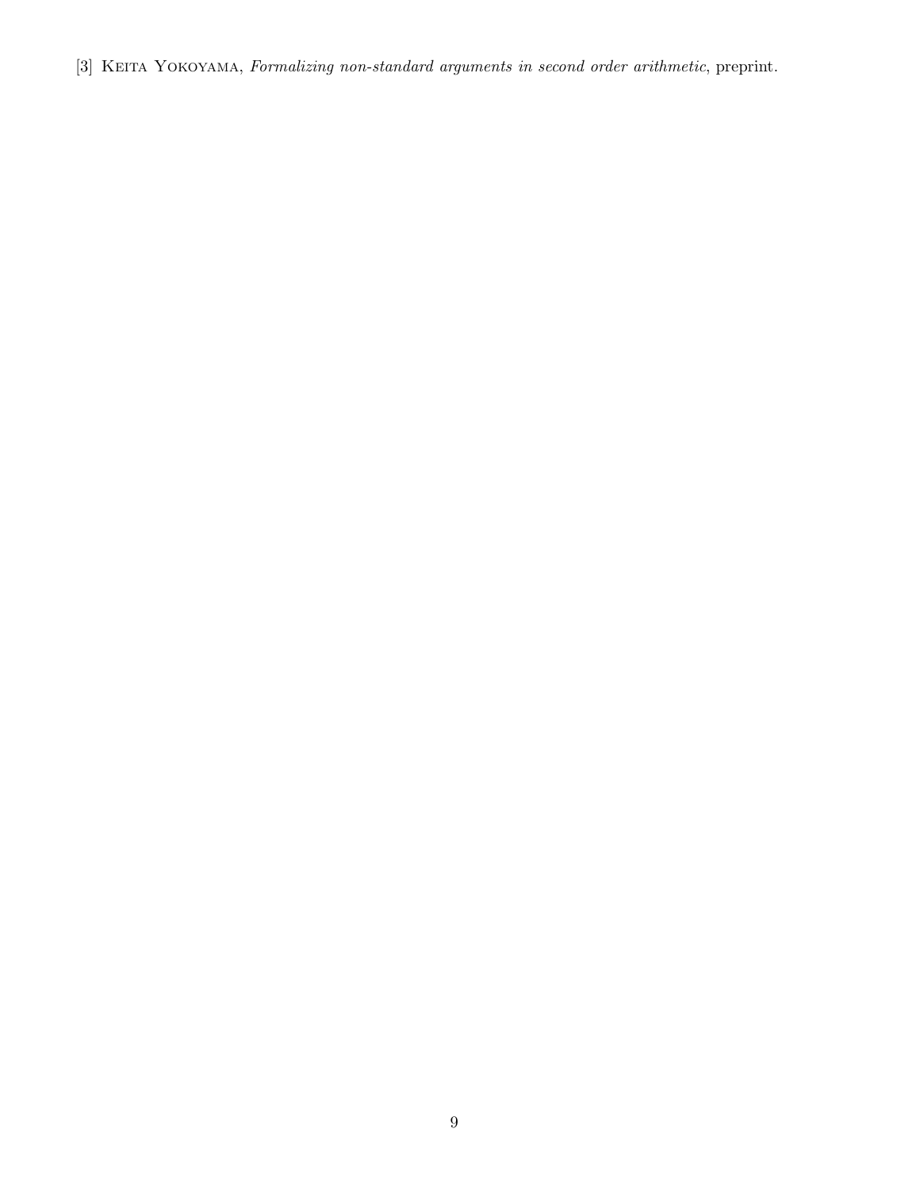[3] Keita Yokoyama, *Formalizing non-standard arguments in second order arithmetic*, preprint.